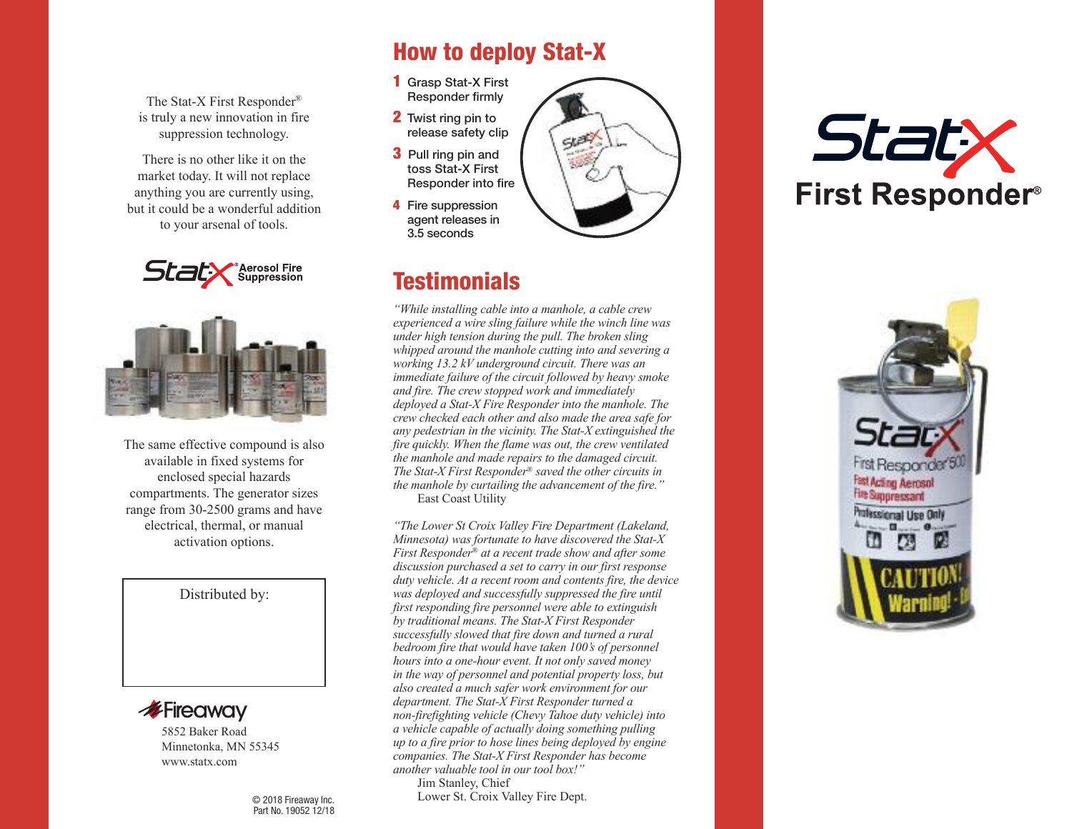The Stat-X First Responder®
is truly a new innovation in fire
suppression technology.

There is no other like it on the
market today. It will not replace
anything you are currently using,
but it could be a wonderful addition
to your arsenal of tools.

Stat-X® Aerosol Fire Suppression

The same effective compound is also
available in fixed systems for
enclosed special hazards
compartments. The generator sizes
range from 30-2500 grams and have
electrical, thermal, or manual
activation options.

Distributed by:

Fireaway
5852 Baker Road
Minnetonka, MN 55345
www.statx.com

© 2018 Fireaway Inc.
Part No. 19052 12/18

## How to deploy Stat-X

1. Grasp Stat-X First Responder firmly
2. Twist ring pin to release safety clip
3. Pull ring pin and toss Stat-X First Responder into fire
4. Fire suppression agent releases in 3.5 seconds

## Testimonials

*"While installing cable into a manhole, a cable crew experienced a wire sling failure while the winch line was under high tension during the pull. The broken sling whipped around the manhole cutting into and severing a working 13.2 kV underground circuit. There was an immediate failure of the circuit followed by heavy smoke and fire. The crew stopped work and immediately deployed a Stat-X Fire Responder into the manhole. The crew checked each other and also made the area safe for any pedestrian in the vicinity. The Stat-X extinguished the fire quickly. When the flame was out, the crew ventilated the manhole and made repairs to the damaged circuit. The Stat-X First Responder® saved the other circuits in the manhole by curtailing the advancement of the fire."*

East Coast Utility

*"The Lower St Croix Valley Fire Department (Lakeland, Minnesota) was fortunate to have discovered the Stat-X First Responder® at a recent trade show and after some discussion purchased a set to carry in our first response duty vehicle. At a recent room and contents fire, the device was deployed and successfully suppressed the fire until first responding fire personnel were able to extinguish by traditional means. The Stat-X First Responder successfully slowed that fire down and turned a rural bedroom fire that would have taken 100's of personnel hours into a one-hour event. It not only saved money in the way of personnel and potential property loss, but also created a much safer work environment for our department. The Stat-X First Responder turned a non-firefighting vehicle (Chevy Tahoe duty vehicle) into a vehicle capable of actually doing something pulling up to a fire prior to hose lines being deployed by engine companies. The Stat-X First Responder has become another valuable tool in our tool box!"*

Jim Stanley, Chief
Lower St. Croix Valley Fire Dept.

# Stat-X First Responder®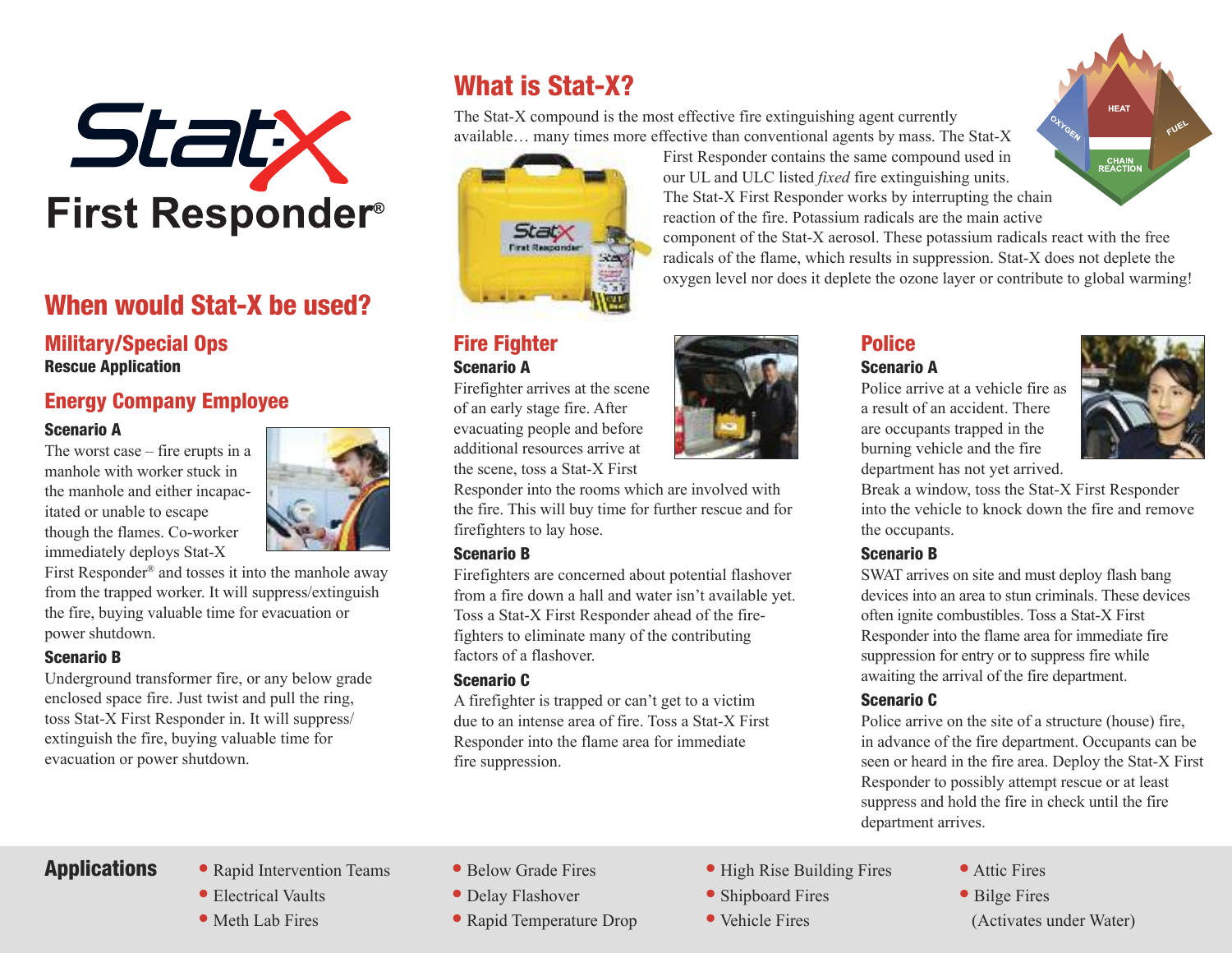# Stat-X

## First Responder®

## What is Stat-X?

The Stat-X compound is the most effective fire extinguishing agent currently available… many times more effective than conventional agents by mass. The Stat-X First Responder contains the same compound used in our UL and ULC listed *fixed* fire extinguishing units. The Stat-X First Responder works by interrupting the chain reaction of the fire. Potassium radicals are the main active component of the Stat-X aerosol. These potassium radicals react with the free radicals of the flame, which results in suppression. Stat-X does not deplete the oxygen level nor does it deplete the ozone layer or contribute to global warming!

HEAT

OXYGEN

FUEL

CHAIN REACTION

## When would Stat-X be used?

### Military/Special Ops

**Rescue Application**

### Energy Company Employee

#### Scenario A

The worst case – fire erupts in a manhole with worker stuck in the manhole and either incapacitated or unable to escape though the flames. Co-worker immediately deploys Stat-X First Responder® and tosses it into the manhole away from the trapped worker. It will suppress/extinguish the fire, buying valuable time for evacuation or power shutdown.

#### Scenario B

Underground transformer fire, or any below grade enclosed space fire. Just twist and pull the ring, toss Stat-X First Responder in. It will suppress/extinguish the fire, buying valuable time for evacuation or power shutdown.

### Fire Fighter

#### Scenario A

Firefighter arrives at the scene of an early stage fire. After evacuating people and before additional resources arrive at the scene, toss a Stat-X First Responder into the rooms which are involved with the fire. This will buy time for further rescue and for firefighters to lay hose.

#### Scenario B

Firefighters are concerned about potential flashover from a fire down a hall and water isn't available yet. Toss a Stat-X First Responder ahead of the firefighters to eliminate many of the contributing factors of a flashover.

#### Scenario C

A firefighter is trapped or can't get to a victim due to an intense area of fire. Toss a Stat-X First Responder into the flame area for immediate fire suppression.

### Police

#### Scenario A

Police arrive at a vehicle fire as a result of an accident. There are occupants trapped in the burning vehicle and the fire department has not yet arrived. Break a window, toss the Stat-X First Responder into the vehicle to knock down the fire and remove the occupants.

#### Scenario B

SWAT arrives on site and must deploy flash bang devices into an area to stun criminals. These devices often ignite combustibles. Toss a Stat-X First Responder into the flame area for immediate fire suppression for entry or to suppress fire while awaiting the arrival of the fire department.

#### Scenario C

Police arrive on the site of a structure (house) fire, in advance of the fire department. Occupants can be seen or heard in the fire area. Deploy the Stat-X First Responder to possibly attempt rescue or at least suppress and hold the fire in check until the fire department arrives.

## Applications

- Rapid Intervention Teams
- Electrical Vaults
- Meth Lab Fires
- Below Grade Fires
- Delay Flashover
- Rapid Temperature Drop
- High Rise Building Fires
- Shipboard Fires
- Vehicle Fires
- Attic Fires
- Bilge Fires (Activates under Water)